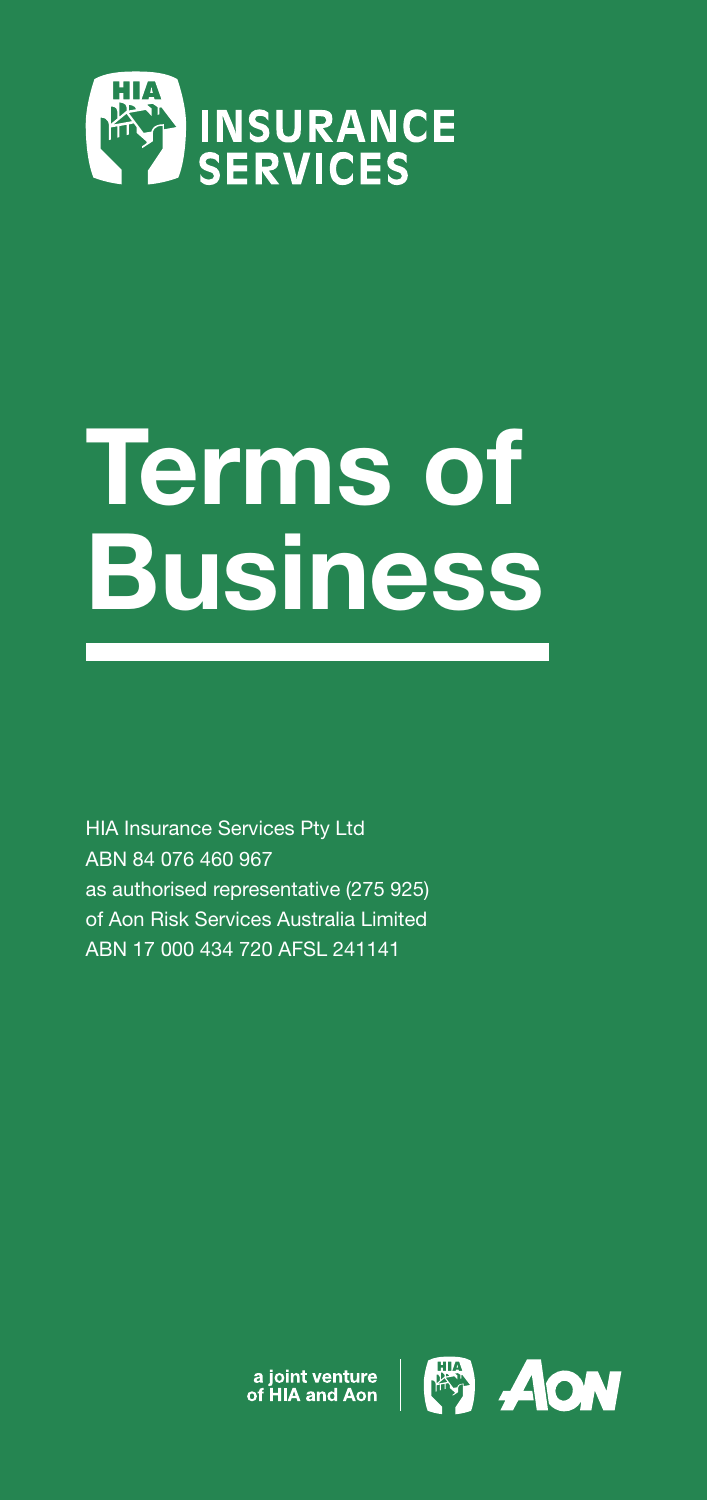HIA INSURANCE SERVICES

# Terms of Business

HIA Insurance Services Pty Ltd
ABN 84 076 460 967
as authorised representative (275 925)
of Aon Risk Services Australia Limited
ABN 17 000 434 720 AFSL 241141

a joint venture of HIA and Aon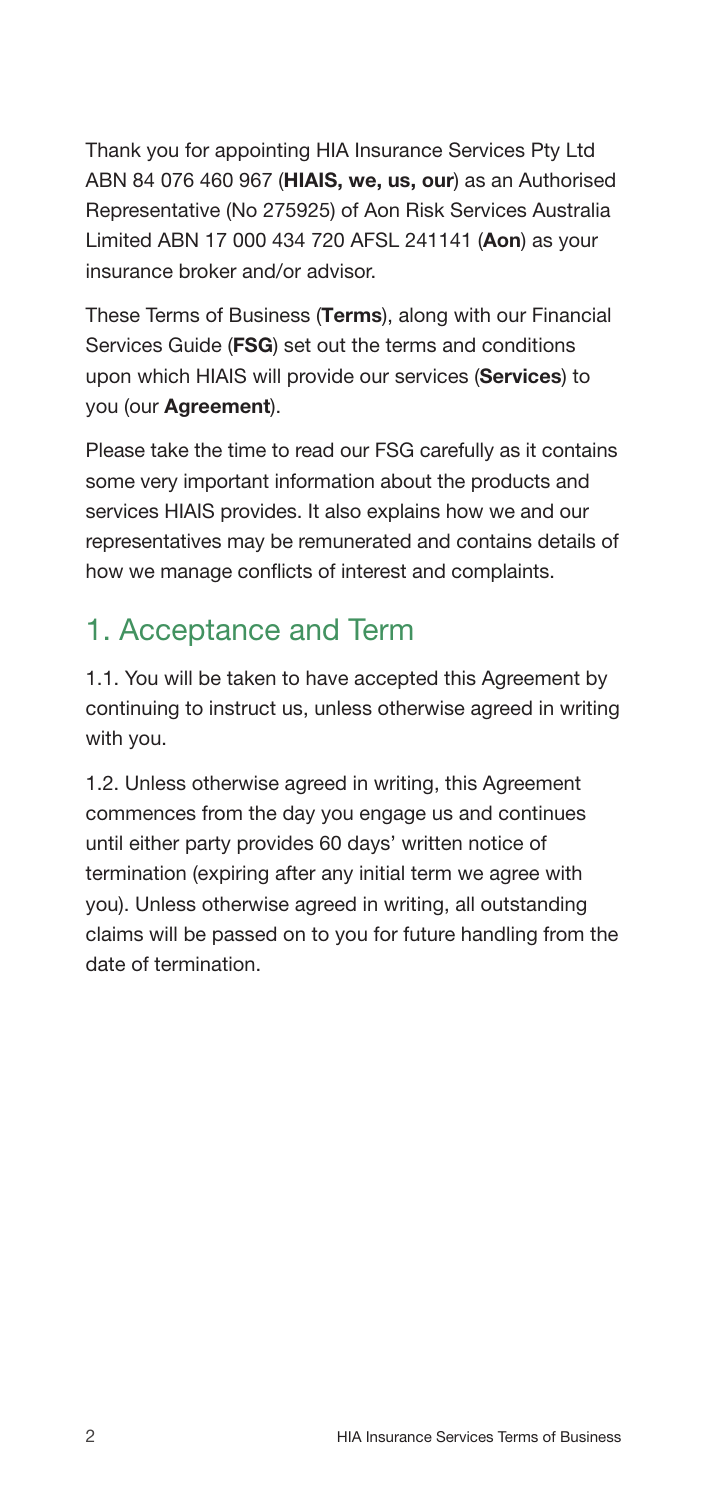Thank you for appointing HIA Insurance Services Pty Ltd ABN 84 076 460 967 (**HIAIS, we, us, our**) as an Authorised Representative (No 275925) of Aon Risk Services Australia Limited ABN 17 000 434 720 AFSL 241141 (**Aon**) as your insurance broker and/or advisor.

These Terms of Business (**Terms**), along with our Financial Services Guide (**FSG**) set out the terms and conditions upon which HIAIS will provide our services (**Services**) to you (our **Agreement**).

Please take the time to read our FSG carefully as it contains some very important information about the products and services HIAIS provides. It also explains how we and our representatives may be remunerated and contains details of how we manage conflicts of interest and complaints.

## 1. Acceptance and Term

1.1. You will be taken to have accepted this Agreement by continuing to instruct us, unless otherwise agreed in writing with you.

1.2. Unless otherwise agreed in writing, this Agreement commences from the day you engage us and continues until either party provides 60 days' written notice of termination (expiring after any initial term we agree with you). Unless otherwise agreed in writing, all outstanding claims will be passed on to you for future handling from the date of termination.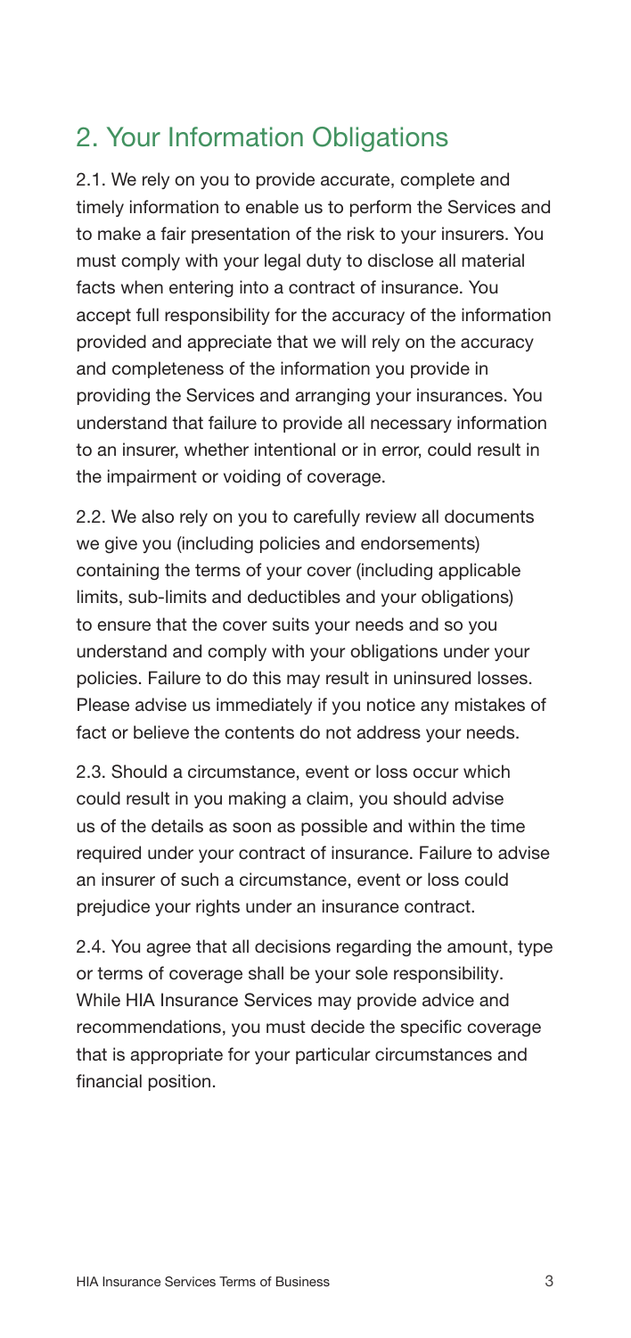## 2. Your Information Obligations

2.1. We rely on you to provide accurate, complete and timely information to enable us to perform the Services and to make a fair presentation of the risk to your insurers. You must comply with your legal duty to disclose all material facts when entering into a contract of insurance. You accept full responsibility for the accuracy of the information provided and appreciate that we will rely on the accuracy and completeness of the information you provide in providing the Services and arranging your insurances. You understand that failure to provide all necessary information to an insurer, whether intentional or in error, could result in the impairment or voiding of coverage.

2.2. We also rely on you to carefully review all documents we give you (including policies and endorsements) containing the terms of your cover (including applicable limits, sub-limits and deductibles and your obligations) to ensure that the cover suits your needs and so you understand and comply with your obligations under your policies. Failure to do this may result in uninsured losses. Please advise us immediately if you notice any mistakes of fact or believe the contents do not address your needs.

2.3. Should a circumstance, event or loss occur which could result in you making a claim, you should advise us of the details as soon as possible and within the time required under your contract of insurance. Failure to advise an insurer of such a circumstance, event or loss could prejudice your rights under an insurance contract.

2.4. You agree that all decisions regarding the amount, type or terms of coverage shall be your sole responsibility. While HIA Insurance Services may provide advice and recommendations, you must decide the specific coverage that is appropriate for your particular circumstances and financial position.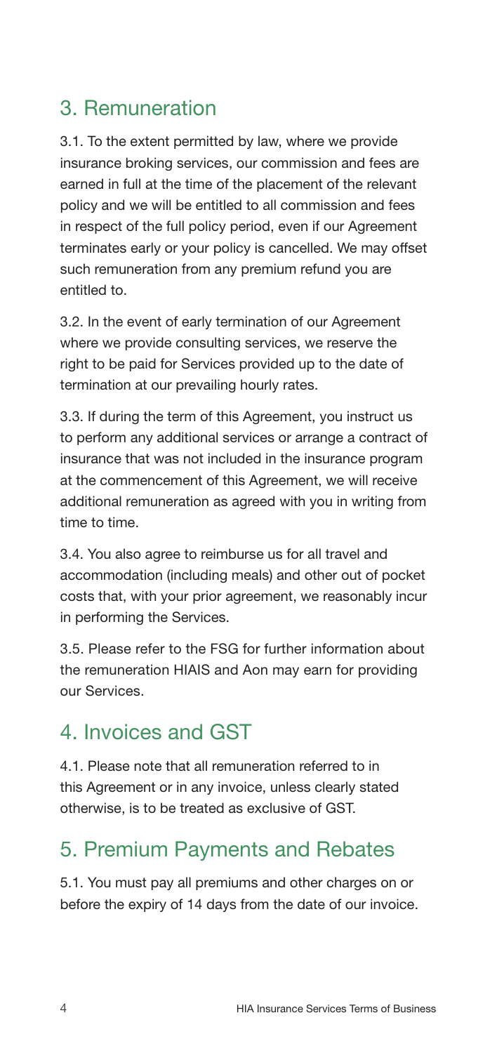## 3. Remuneration

3.1. To the extent permitted by law, where we provide insurance broking services, our commission and fees are earned in full at the time of the placement of the relevant policy and we will be entitled to all commission and fees in respect of the full policy period, even if our Agreement terminates early or your policy is cancelled. We may offset such remuneration from any premium refund you are entitled to.

3.2. In the event of early termination of our Agreement where we provide consulting services, we reserve the right to be paid for Services provided up to the date of termination at our prevailing hourly rates.

3.3. If during the term of this Agreement, you instruct us to perform any additional services or arrange a contract of insurance that was not included in the insurance program at the commencement of this Agreement, we will receive additional remuneration as agreed with you in writing from time to time.

3.4. You also agree to reimburse us for all travel and accommodation (including meals) and other out of pocket costs that, with your prior agreement, we reasonably incur in performing the Services.

3.5. Please refer to the FSG for further information about the remuneration HIAIS and Aon may earn for providing our Services.

## 4. Invoices and GST

4.1. Please note that all remuneration referred to in this Agreement or in any invoice, unless clearly stated otherwise, is to be treated as exclusive of GST.

## 5. Premium Payments and Rebates

5.1. You must pay all premiums and other charges on or before the expiry of 14 days from the date of our invoice.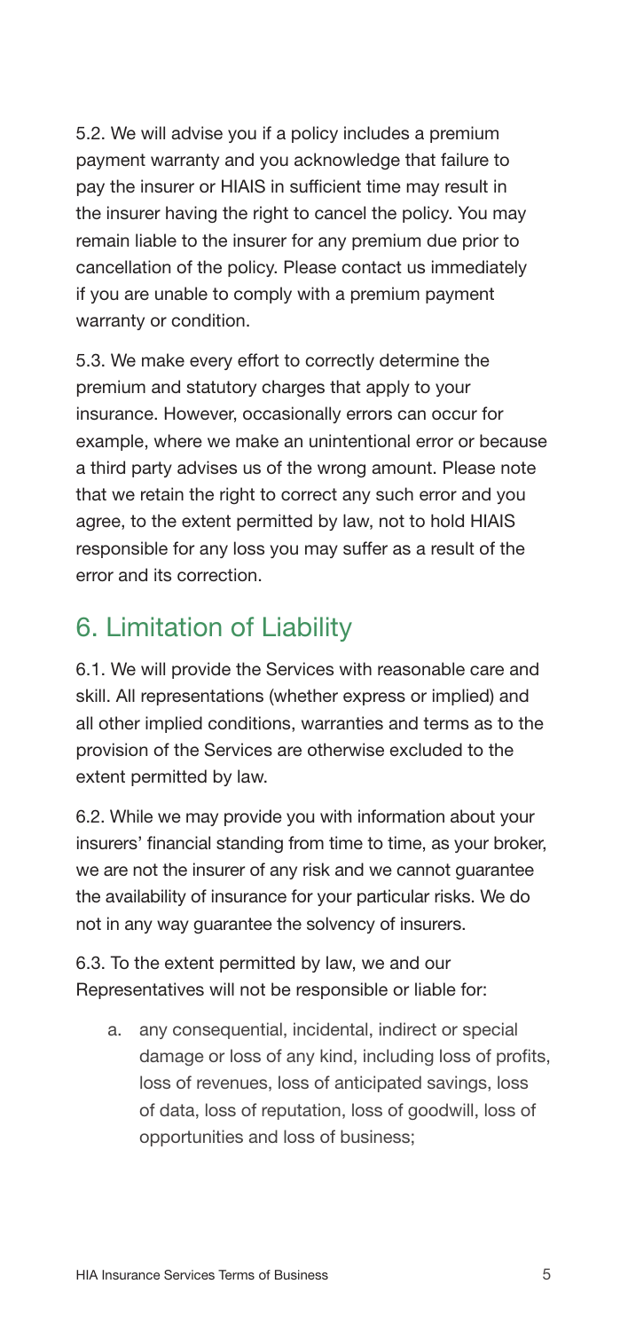5.2. We will advise you if a policy includes a premium payment warranty and you acknowledge that failure to pay the insurer or HIAIS in sufficient time may result in the insurer having the right to cancel the policy. You may remain liable to the insurer for any premium due prior to cancellation of the policy. Please contact us immediately if you are unable to comply with a premium payment warranty or condition.

5.3. We make every effort to correctly determine the premium and statutory charges that apply to your insurance. However, occasionally errors can occur for example, where we make an unintentional error or because a third party advises us of the wrong amount. Please note that we retain the right to correct any such error and you agree, to the extent permitted by law, not to hold HIAIS responsible for any loss you may suffer as a result of the error and its correction.

## 6. Limitation of Liability

6.1. We will provide the Services with reasonable care and skill. All representations (whether express or implied) and all other implied conditions, warranties and terms as to the provision of the Services are otherwise excluded to the extent permitted by law.

6.2. While we may provide you with information about your insurers' financial standing from time to time, as your broker, we are not the insurer of any risk and we cannot guarantee the availability of insurance for your particular risks. We do not in any way guarantee the solvency of insurers.

6.3. To the extent permitted by law, we and our Representatives will not be responsible or liable for:

a. any consequential, incidental, indirect or special damage or loss of any kind, including loss of profits, loss of revenues, loss of anticipated savings, loss of data, loss of reputation, loss of goodwill, loss of opportunities and loss of business;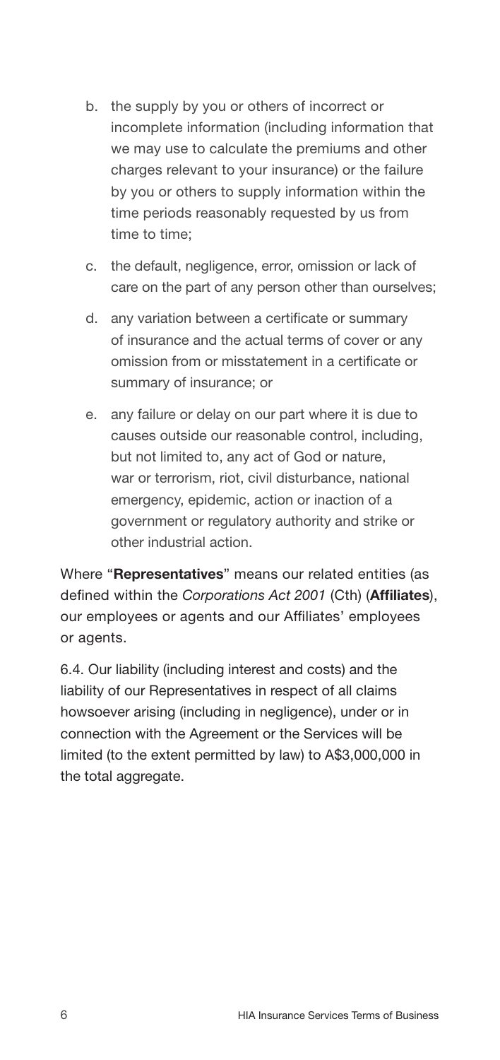b. the supply by you or others of incorrect or incomplete information (including information that we may use to calculate the premiums and other charges relevant to your insurance) or the failure by you or others to supply information within the time periods reasonably requested by us from time to time;

c. the default, negligence, error, omission or lack of care on the part of any person other than ourselves;

d. any variation between a certificate or summary of insurance and the actual terms of cover or any omission from or misstatement in a certificate or summary of insurance; or

e. any failure or delay on our part where it is due to causes outside our reasonable control, including, but not limited to, any act of God or nature, war or terrorism, riot, civil disturbance, national emergency, epidemic, action or inaction of a government or regulatory authority and strike or other industrial action.

Where "**Representatives**" means our related entities (as defined within the *Corporations Act 2001* (Cth) (**Affiliates**), our employees or agents and our Affiliates' employees or agents.

6.4. Our liability (including interest and costs) and the liability of our Representatives in respect of all claims howsoever arising (including in negligence), under or in connection with the Agreement or the Services will be limited (to the extent permitted by law) to A$3,000,000 in the total aggregate.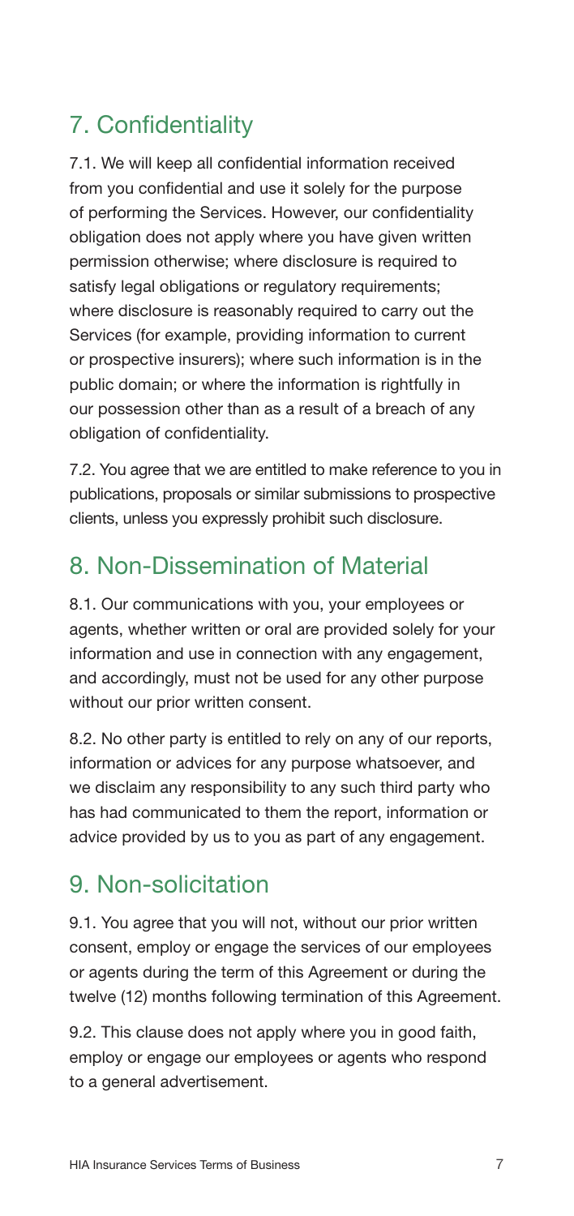## 7. Confidentiality

7.1. We will keep all confidential information received from you confidential and use it solely for the purpose of performing the Services. However, our confidentiality obligation does not apply where you have given written permission otherwise; where disclosure is required to satisfy legal obligations or regulatory requirements; where disclosure is reasonably required to carry out the Services (for example, providing information to current or prospective insurers); where such information is in the public domain; or where the information is rightfully in our possession other than as a result of a breach of any obligation of confidentiality.

7.2. You agree that we are entitled to make reference to you in publications, proposals or similar submissions to prospective clients, unless you expressly prohibit such disclosure.

## 8. Non-Dissemination of Material

8.1. Our communications with you, your employees or agents, whether written or oral are provided solely for your information and use in connection with any engagement, and accordingly, must not be used for any other purpose without our prior written consent.

8.2. No other party is entitled to rely on any of our reports, information or advices for any purpose whatsoever, and we disclaim any responsibility to any such third party who has had communicated to them the report, information or advice provided by us to you as part of any engagement.

## 9. Non-solicitation

9.1. You agree that you will not, without our prior written consent, employ or engage the services of our employees or agents during the term of this Agreement or during the twelve (12) months following termination of this Agreement.

9.2. This clause does not apply where you in good faith, employ or engage our employees or agents who respond to a general advertisement.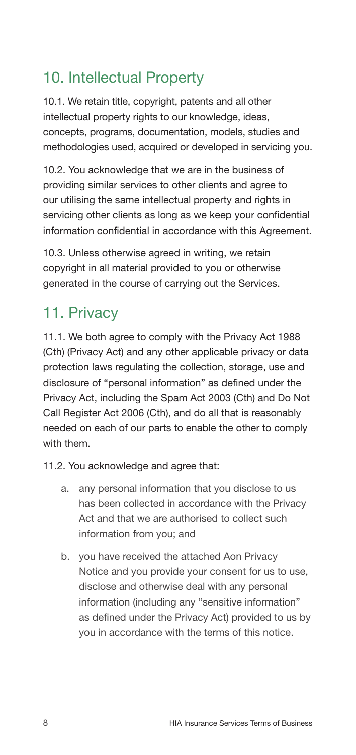## 10. Intellectual Property

10.1. We retain title, copyright, patents and all other intellectual property rights to our knowledge, ideas, concepts, programs, documentation, models, studies and methodologies used, acquired or developed in servicing you.

10.2. You acknowledge that we are in the business of providing similar services to other clients and agree to our utilising the same intellectual property and rights in servicing other clients as long as we keep your confidential information confidential in accordance with this Agreement.

10.3. Unless otherwise agreed in writing, we retain copyright in all material provided to you or otherwise generated in the course of carrying out the Services.

## 11. Privacy

11.1. We both agree to comply with the Privacy Act 1988 (Cth) (Privacy Act) and any other applicable privacy or data protection laws regulating the collection, storage, use and disclosure of "personal information" as defined under the Privacy Act, including the Spam Act 2003 (Cth) and Do Not Call Register Act 2006 (Cth), and do all that is reasonably needed on each of our parts to enable the other to comply with them.

11.2. You acknowledge and agree that:

a. any personal information that you disclose to us has been collected in accordance with the Privacy Act and that we are authorised to collect such information from you; and

b. you have received the attached Aon Privacy Notice and you provide your consent for us to use, disclose and otherwise deal with any personal information (including any "sensitive information" as defined under the Privacy Act) provided to us by you in accordance with the terms of this notice.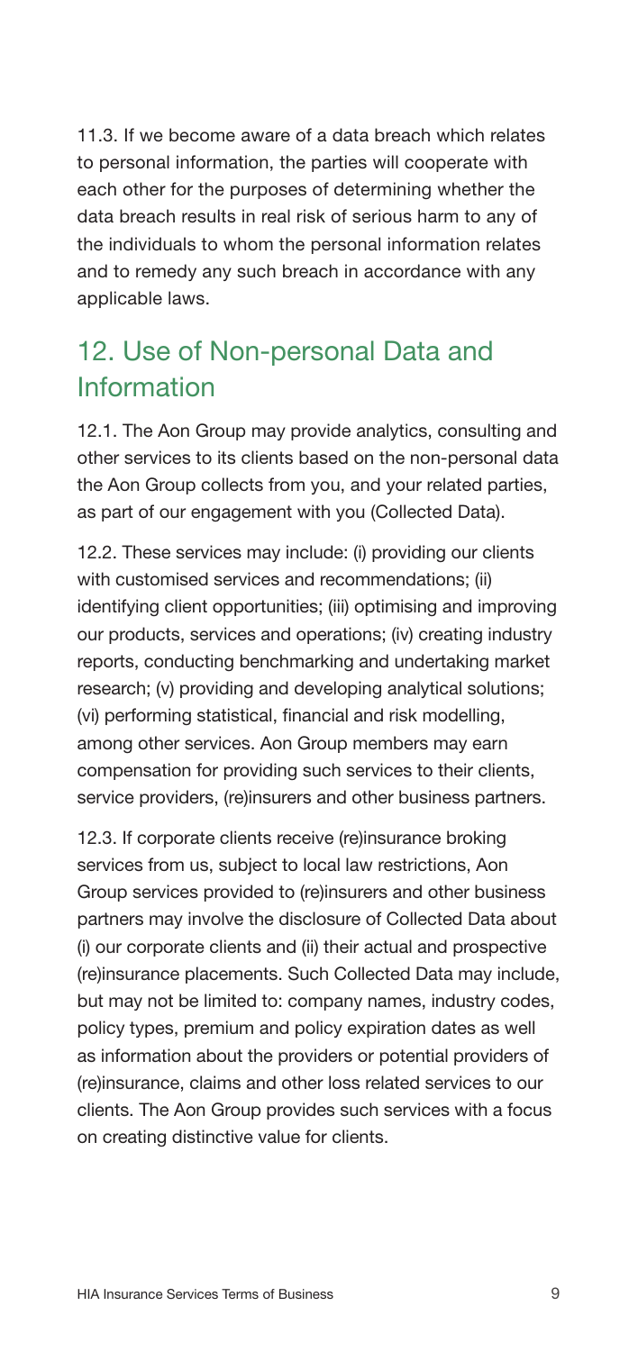11.3. If we become aware of a data breach which relates to personal information, the parties will cooperate with each other for the purposes of determining whether the data breach results in real risk of serious harm to any of the individuals to whom the personal information relates and to remedy any such breach in accordance with any applicable laws.

## 12. Use of Non-personal Data and Information

12.1. The Aon Group may provide analytics, consulting and other services to its clients based on the non-personal data the Aon Group collects from you, and your related parties, as part of our engagement with you (Collected Data).

12.2. These services may include: (i) providing our clients with customised services and recommendations; (ii) identifying client opportunities; (iii) optimising and improving our products, services and operations; (iv) creating industry reports, conducting benchmarking and undertaking market research; (v) providing and developing analytical solutions; (vi) performing statistical, financial and risk modelling, among other services. Aon Group members may earn compensation for providing such services to their clients, service providers, (re)insurers and other business partners.

12.3. If corporate clients receive (re)insurance broking services from us, subject to local law restrictions, Aon Group services provided to (re)insurers and other business partners may involve the disclosure of Collected Data about (i) our corporate clients and (ii) their actual and prospective (re)insurance placements. Such Collected Data may include, but may not be limited to: company names, industry codes, policy types, premium and policy expiration dates as well as information about the providers or potential providers of (re)insurance, claims and other loss related services to our clients. The Aon Group provides such services with a focus on creating distinctive value for clients.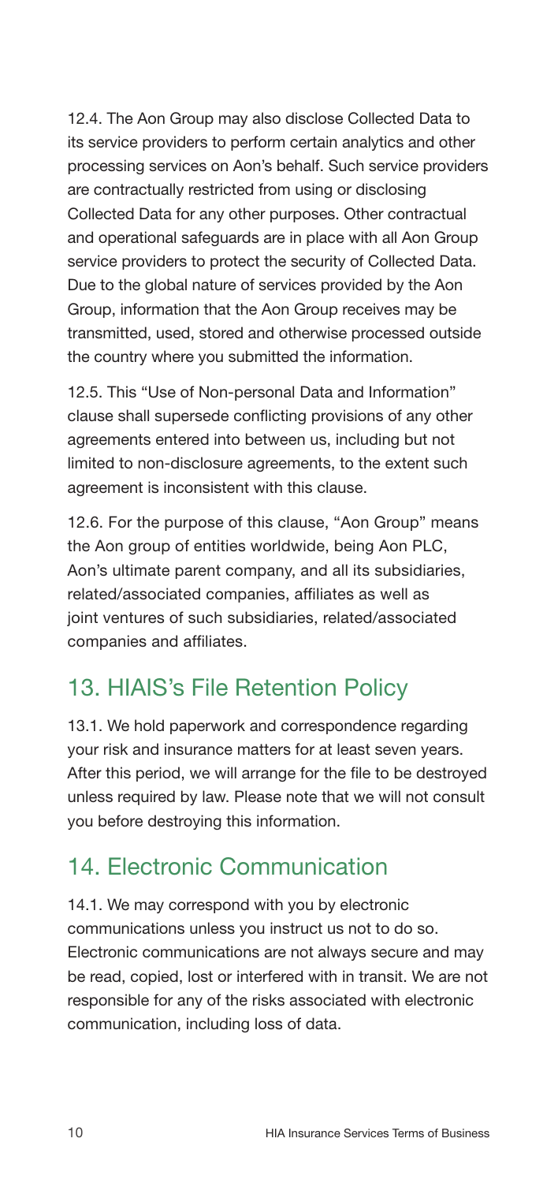12.4. The Aon Group may also disclose Collected Data to its service providers to perform certain analytics and other processing services on Aon's behalf. Such service providers are contractually restricted from using or disclosing Collected Data for any other purposes. Other contractual and operational safeguards are in place with all Aon Group service providers to protect the security of Collected Data. Due to the global nature of services provided by the Aon Group, information that the Aon Group receives may be transmitted, used, stored and otherwise processed outside the country where you submitted the information.

12.5. This "Use of Non-personal Data and Information" clause shall supersede conflicting provisions of any other agreements entered into between us, including but not limited to non-disclosure agreements, to the extent such agreement is inconsistent with this clause.

12.6. For the purpose of this clause, "Aon Group" means the Aon group of entities worldwide, being Aon PLC, Aon's ultimate parent company, and all its subsidiaries, related/associated companies, affiliates as well as joint ventures of such subsidiaries, related/associated companies and affiliates.

## 13. HIAIS's File Retention Policy

13.1. We hold paperwork and correspondence regarding your risk and insurance matters for at least seven years. After this period, we will arrange for the file to be destroyed unless required by law. Please note that we will not consult you before destroying this information.

## 14. Electronic Communication

14.1. We may correspond with you by electronic communications unless you instruct us not to do so. Electronic communications are not always secure and may be read, copied, lost or interfered with in transit. We are not responsible for any of the risks associated with electronic communication, including loss of data.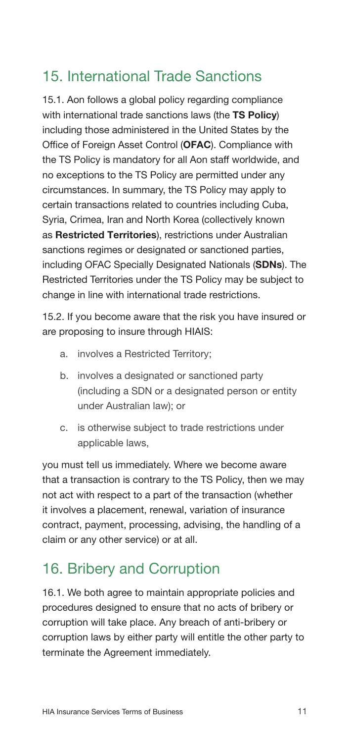## 15. International Trade Sanctions

15.1. Aon follows a global policy regarding compliance with international trade sanctions laws (the **TS Policy**) including those administered in the United States by the Office of Foreign Asset Control (**OFAC**). Compliance with the TS Policy is mandatory for all Aon staff worldwide, and no exceptions to the TS Policy are permitted under any circumstances. In summary, the TS Policy may apply to certain transactions related to countries including Cuba, Syria, Crimea, Iran and North Korea (collectively known as **Restricted Territories**), restrictions under Australian sanctions regimes or designated or sanctioned parties, including OFAC Specially Designated Nationals (**SDNs**). The Restricted Territories under the TS Policy may be subject to change in line with international trade restrictions.

15.2. If you become aware that the risk you have insured or are proposing to insure through HIAIS:

a. involves a Restricted Territory;

b. involves a designated or sanctioned party (including a SDN or a designated person or entity under Australian law); or

c. is otherwise subject to trade restrictions under applicable laws,

you must tell us immediately. Where we become aware that a transaction is contrary to the TS Policy, then we may not act with respect to a part of the transaction (whether it involves a placement, renewal, variation of insurance contract, payment, processing, advising, the handling of a claim or any other service) or at all.

## 16. Bribery and Corruption

16.1. We both agree to maintain appropriate policies and procedures designed to ensure that no acts of bribery or corruption will take place. Any breach of anti-bribery or corruption laws by either party will entitle the other party to terminate the Agreement immediately.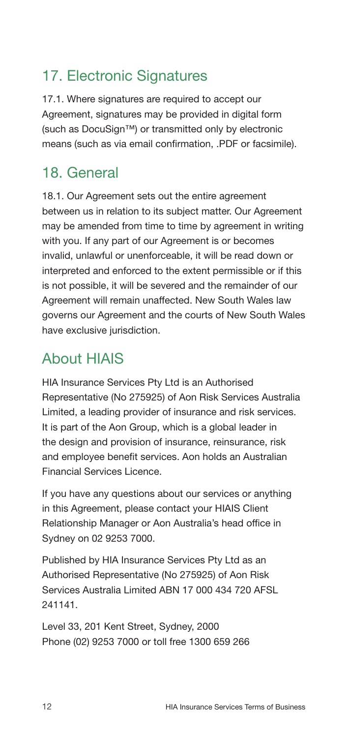## 17. Electronic Signatures

17.1. Where signatures are required to accept our Agreement, signatures may be provided in digital form (such as DocuSign™) or transmitted only by electronic means (such as via email confirmation, .PDF or facsimile).

## 18. General

18.1. Our Agreement sets out the entire agreement between us in relation to its subject matter. Our Agreement may be amended from time to time by agreement in writing with you. If any part of our Agreement is or becomes invalid, unlawful or unenforceable, it will be read down or interpreted and enforced to the extent permissible or if this is not possible, it will be severed and the remainder of our Agreement will remain unaffected. New South Wales law governs our Agreement and the courts of New South Wales have exclusive jurisdiction.

## About HIAIS

HIA Insurance Services Pty Ltd is an Authorised Representative (No 275925) of Aon Risk Services Australia Limited, a leading provider of insurance and risk services. It is part of the Aon Group, which is a global leader in the design and provision of insurance, reinsurance, risk and employee benefit services. Aon holds an Australian Financial Services Licence.

If you have any questions about our services or anything in this Agreement, please contact your HIAIS Client Relationship Manager or Aon Australia's head office in Sydney on 02 9253 7000.

Published by HIA Insurance Services Pty Ltd as an Authorised Representative (No 275925) of Aon Risk Services Australia Limited ABN 17 000 434 720 AFSL 241141.

Level 33, 201 Kent Street, Sydney, 2000
Phone (02) 9253 7000 or toll free 1300 659 266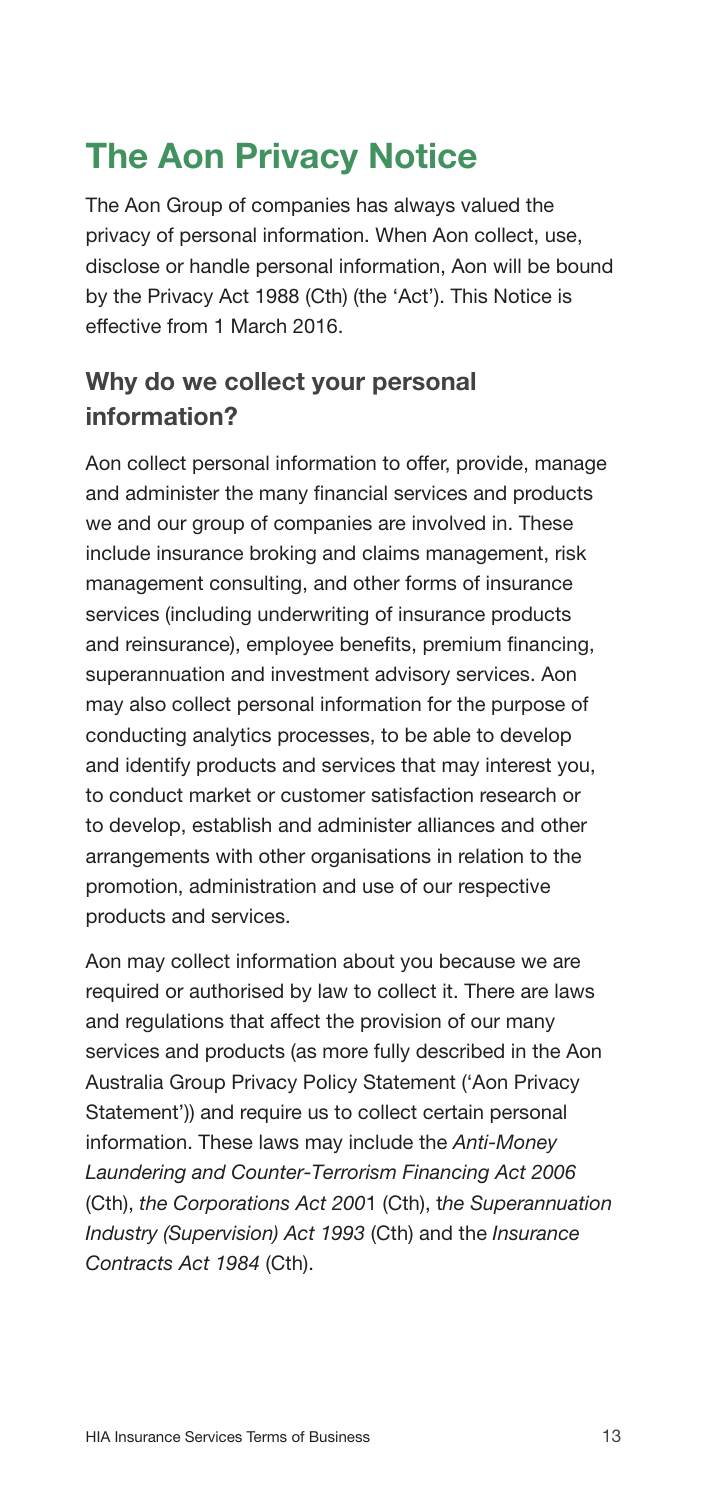# The Aon Privacy Notice

The Aon Group of companies has always valued the privacy of personal information. When Aon collect, use, disclose or handle personal information, Aon will be bound by the Privacy Act 1988 (Cth) (the 'Act'). This Notice is effective from 1 March 2016.

## Why do we collect your personal information?

Aon collect personal information to offer, provide, manage and administer the many financial services and products we and our group of companies are involved in. These include insurance broking and claims management, risk management consulting, and other forms of insurance services (including underwriting of insurance products and reinsurance), employee benefits, premium financing, superannuation and investment advisory services. Aon may also collect personal information for the purpose of conducting analytics processes, to be able to develop and identify products and services that may interest you, to conduct market or customer satisfaction research or to develop, establish and administer alliances and other arrangements with other organisations in relation to the promotion, administration and use of our respective products and services.

Aon may collect information about you because we are required or authorised by law to collect it. There are laws and regulations that affect the provision of our many services and products (as more fully described in the Aon Australia Group Privacy Policy Statement ('Aon Privacy Statement')) and require us to collect certain personal information. These laws may include the *Anti-Money Laundering and Counter-Terrorism Financing Act 2006* (Cth), *the Corporations Act 2001* (Cth), *the Superannuation Industry (Supervision) Act 1993* (Cth) and the *Insurance Contracts Act 1984* (Cth).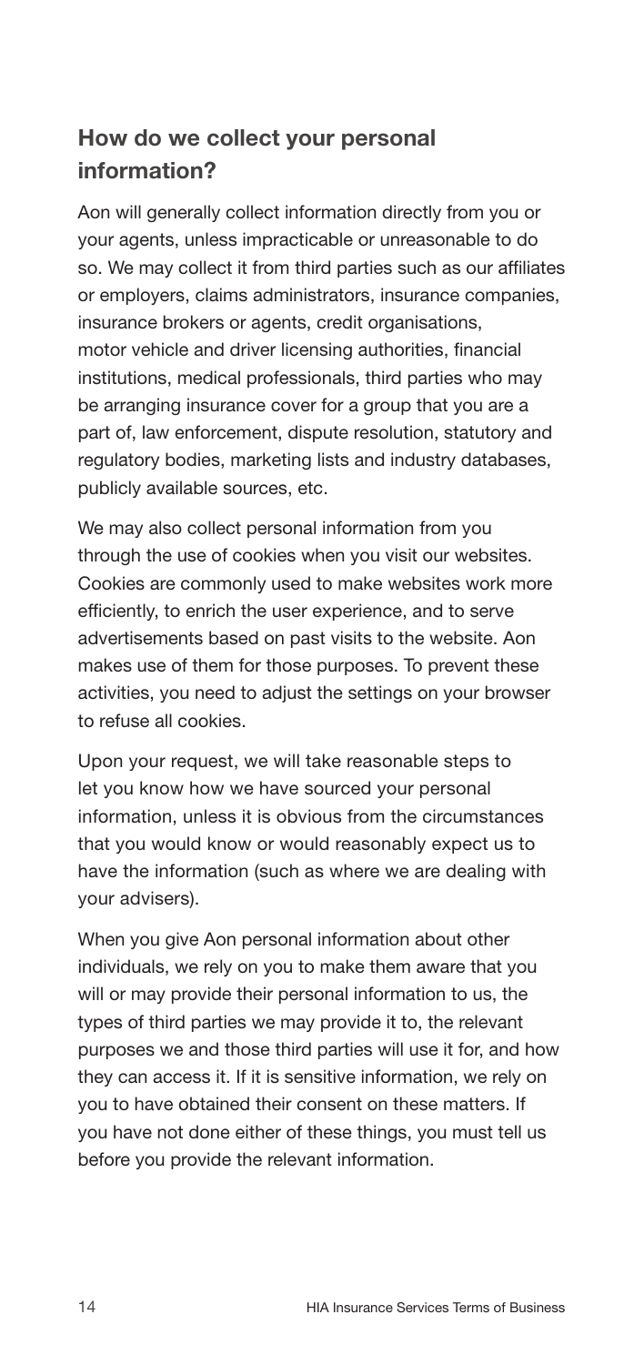## How do we collect your personal information?

Aon will generally collect information directly from you or your agents, unless impracticable or unreasonable to do so. We may collect it from third parties such as our affiliates or employers, claims administrators, insurance companies, insurance brokers or agents, credit organisations, motor vehicle and driver licensing authorities, financial institutions, medical professionals, third parties who may be arranging insurance cover for a group that you are a part of, law enforcement, dispute resolution, statutory and regulatory bodies, marketing lists and industry databases, publicly available sources, etc.

We may also collect personal information from you through the use of cookies when you visit our websites. Cookies are commonly used to make websites work more efficiently, to enrich the user experience, and to serve advertisements based on past visits to the website. Aon makes use of them for those purposes. To prevent these activities, you need to adjust the settings on your browser to refuse all cookies.

Upon your request, we will take reasonable steps to let you know how we have sourced your personal information, unless it is obvious from the circumstances that you would know or would reasonably expect us to have the information (such as where we are dealing with your advisers).

When you give Aon personal information about other individuals, we rely on you to make them aware that you will or may provide their personal information to us, the types of third parties we may provide it to, the relevant purposes we and those third parties will use it for, and how they can access it. If it is sensitive information, we rely on you to have obtained their consent on these matters. If you have not done either of these things, you must tell us before you provide the relevant information.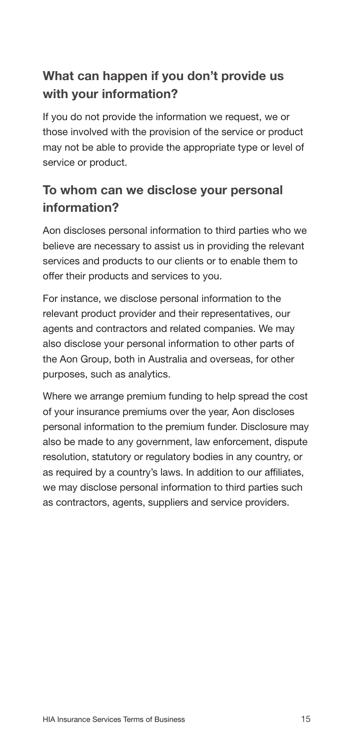## What can happen if you don't provide us with your information?

If you do not provide the information we request, we or those involved with the provision of the service or product may not be able to provide the appropriate type or level of service or product.

## To whom can we disclose your personal information?

Aon discloses personal information to third parties who we believe are necessary to assist us in providing the relevant services and products to our clients or to enable them to offer their products and services to you.

For instance, we disclose personal information to the relevant product provider and their representatives, our agents and contractors and related companies. We may also disclose your personal information to other parts of the Aon Group, both in Australia and overseas, for other purposes, such as analytics.

Where we arrange premium funding to help spread the cost of your insurance premiums over the year, Aon discloses personal information to the premium funder. Disclosure may also be made to any government, law enforcement, dispute resolution, statutory or regulatory bodies in any country, or as required by a country's laws. In addition to our affiliates, we may disclose personal information to third parties such as contractors, agents, suppliers and service providers.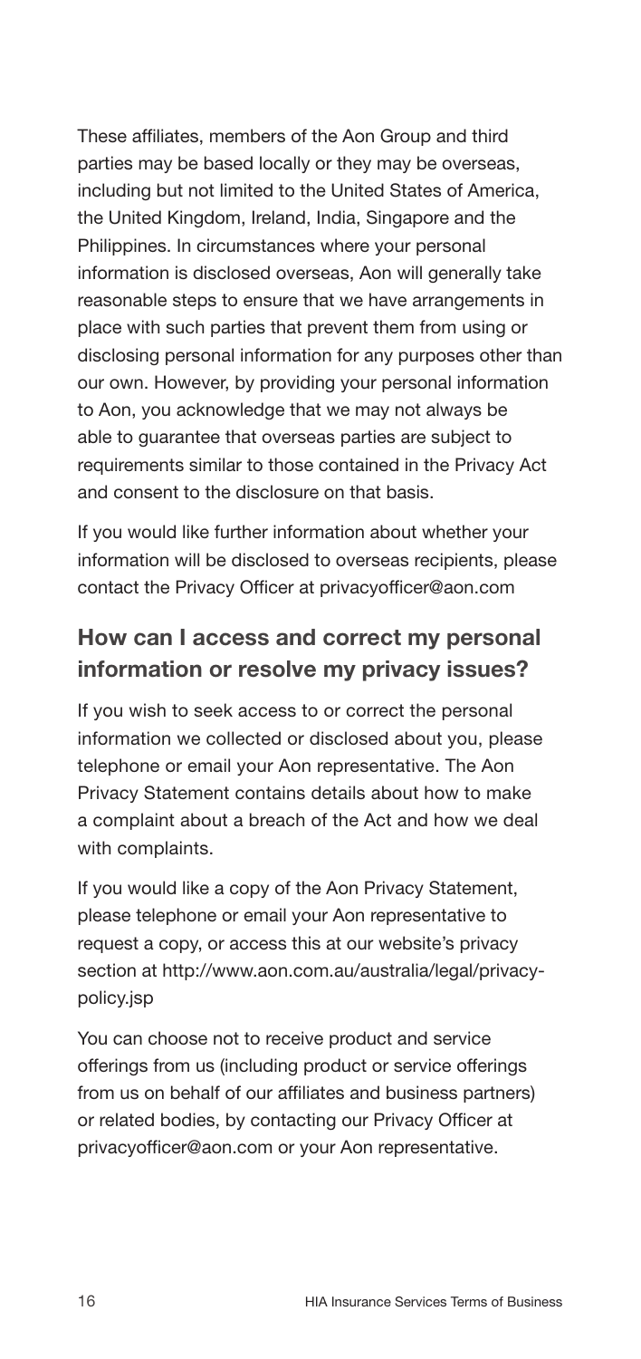These affiliates, members of the Aon Group and third parties may be based locally or they may be overseas, including but not limited to the United States of America, the United Kingdom, Ireland, India, Singapore and the Philippines. In circumstances where your personal information is disclosed overseas, Aon will generally take reasonable steps to ensure that we have arrangements in place with such parties that prevent them from using or disclosing personal information for any purposes other than our own. However, by providing your personal information to Aon, you acknowledge that we may not always be able to guarantee that overseas parties are subject to requirements similar to those contained in the Privacy Act and consent to the disclosure on that basis.

If you would like further information about whether your information will be disclosed to overseas recipients, please contact the Privacy Officer at privacyofficer@aon.com

## How can I access and correct my personal information or resolve my privacy issues?

If you wish to seek access to or correct the personal information we collected or disclosed about you, please telephone or email your Aon representative. The Aon Privacy Statement contains details about how to make a complaint about a breach of the Act and how we deal with complaints.

If you would like a copy of the Aon Privacy Statement, please telephone or email your Aon representative to request a copy, or access this at our website's privacy section at http://www.aon.com.au/australia/legal/privacy-policy.jsp

You can choose not to receive product and service offerings from us (including product or service offerings from us on behalf of our affiliates and business partners) or related bodies, by contacting our Privacy Officer at privacyofficer@aon.com or your Aon representative.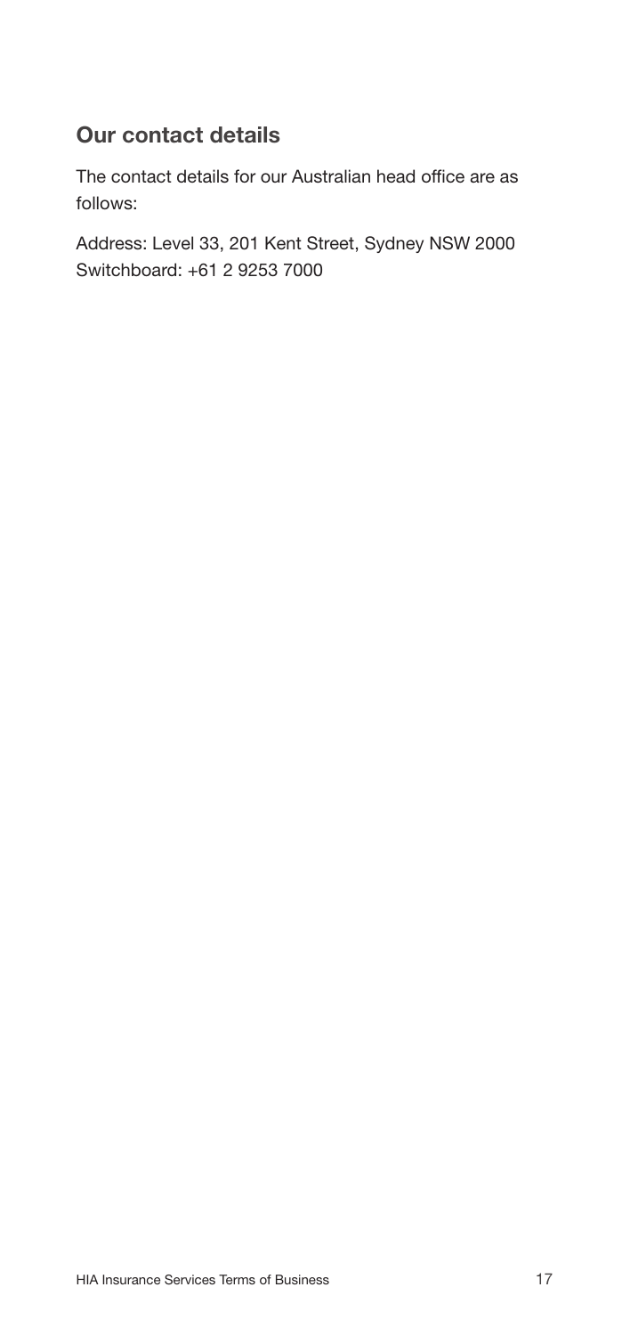## Our contact details

The contact details for our Australian head office are as follows:

Address: Level 33, 201 Kent Street, Sydney NSW 2000
Switchboard: +61 2 9253 7000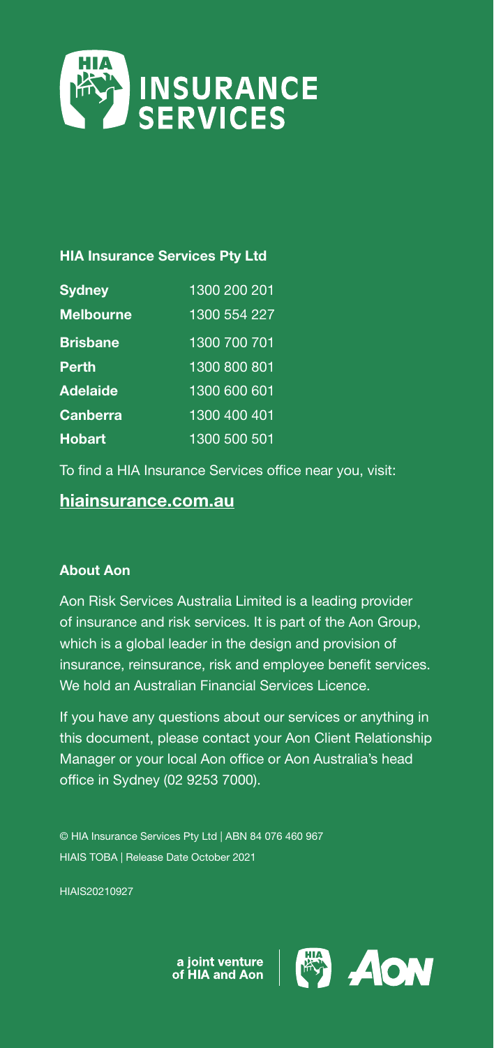# HIA INSURANCE SERVICES

**HIA Insurance Services Pty Ltd**

| | |
|---|---|
| **Sydney** | 1300 200 201 |
| **Melbourne** | 1300 554 227 |
| **Brisbane** | 1300 700 701 |
| **Perth** | 1300 800 801 |
| **Adelaide** | 1300 600 601 |
| **Canberra** | 1300 400 401 |
| **Hobart** | 1300 500 501 |

To find a HIA Insurance Services office near you, visit:

**hiainsurance.com.au**

**About Aon**

Aon Risk Services Australia Limited is a leading provider of insurance and risk services. It is part of the Aon Group, which is a global leader in the design and provision of insurance, reinsurance, risk and employee benefit services. We hold an Australian Financial Services Licence.

If you have any questions about our services or anything in this document, please contact your Aon Client Relationship Manager or your local Aon office or Aon Australia's head office in Sydney (02 9253 7000).

© HIA Insurance Services Pty Ltd | ABN 84 076 460 967
HIAIS TOBA | Release Date October 2021

HIAIS20210927

a joint venture of HIA and Aon